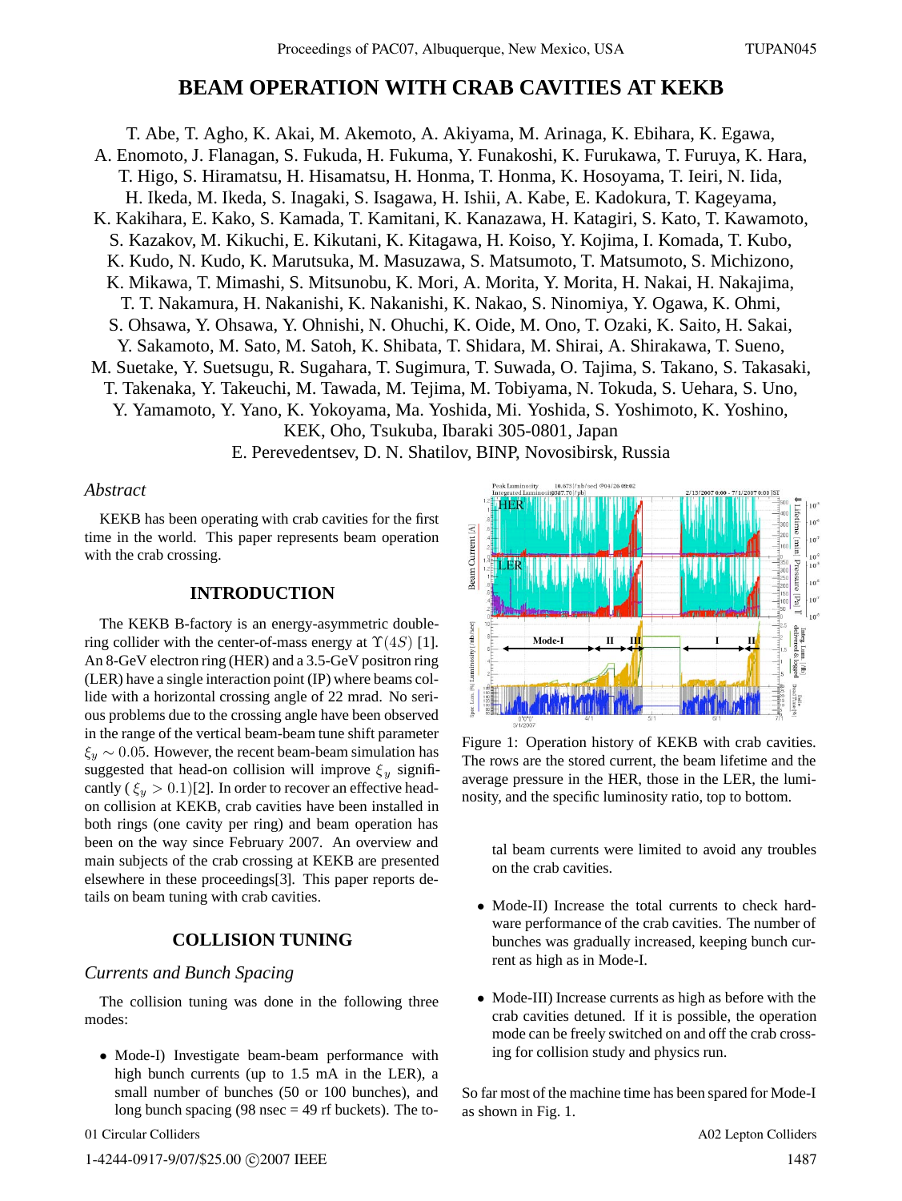# BEAM OPERATION WITH CRAB CAVITIES AT KEKB

T. Abe, T. Agho, K. Akai, M. Akemoto, A. Akiyama, M. Arinaga, K. Ebihara, K. Egawa, A. Enomoto, J. Flanagan, S. Fukuda, H. Fukuma, Y. Funakoshi, K. Furukawa, T. Furuya, K. Hara, T. Higo, S. Hiramatsu, H. Hisamatsu, H. Honma, T. Honma, K. Hosoyama, T. Ieiri, N. Iida, H. Ikeda, M. Ikeda, S. Inagaki, S. Isagawa, H. Ishii, A. Kabe, E. Kadokura, T. Kageyama, K. Kakihara, E. Kako, S. Kamada, T. Kamitani, K. Kanazawa, H. Katagiri, S. Kato, T. Kawamoto, S. Kazakov, M. Kikuchi, E. Kikutani, K. Kitagawa, H. Koiso, Y. Kojima, I. Komada, T. Kubo, K. Kudo, N. Kudo, K. Marutsuka, M. Masuzawa, S. Matsumoto, T. Matsumoto, S. Michizono, K. Mikawa, T. Mimashi, S. Mitsunobu, K. Mori, A. Morita, Y. Morita, H. Nakai, H. Nakajima, T. T. Nakamura, H. Nakanishi, K. Nakanishi, K. Nakao, S. Ninomiya, Y. Ogawa, K. Ohmi, S. Ohsawa, Y. Ohsawa, Y. Ohnishi, N. Ohuchi, K. Oide, M. Ono, T. Ozaki, K. Saito, H. Sakai, Y. Sakamoto, M. Sato, M. Satoh, K. Shibata, T. Shidara, M. Shirai, A. Shirakawa, T. Sueno, M. Suetake, Y. Suetsugu, R. Sugahara, T. Sugimura, T. Suwada, O. Tajima, S. Takano, S. Takasaki, T. Takenaka, Y. Takeuchi, M. Tawada, M. Tejima, M. Tobiyama, N. Tokuda, S. Uehara, S. Uno, Y. Yamamoto, Y. Yano, K. Yokoyama, Ma. Yoshida, Mi. Yoshida, S. Yoshimoto, K. Yoshino, KEK, Oho, Tsukuba, Ibaraki 305-0801, Japan

E. Perevedentsev, D. N. Shatilov, BINP, Novosibirsk, Russia

*Abstract*

KEKB has been operating with crab cavities for the first time in the world. This paper represents beam operation with the crab crossing.

## INTRODUCTION

The KEKB B-factory is an energy-asymmetric double-ring collider with the center-of-mass energy at $\Upsilon(4S)$ [1]. An 8-GeV electron ring (HER) and a 3.5-GeV positron ring (LER) have a single interaction point (IP) where beams collide with a horizontal crossing angle of 22 mrad. No serious problems due to the crossing angle have been observed in the range of the vertical beam-beam tune shift parameter $\xi_y \sim 0.05$. However, the recent beam-beam simulation has suggested that head-on collision will improve $\xi_y$ significantly ( $\xi_y > 0.1$)[2]. In order to recover an effective head-on collision at KEKB, crab cavities have been installed in both rings (one cavity per ring) and beam operation has been on the way since February 2007. An overview and main subjects of the crab crossing at KEKB are presented elsewhere in these proceedings[3]. This paper reports details on beam tuning with crab cavities.

## COLLISION TUNING

### *Currents and Bunch Spacing*

The collision tuning was done in the following three modes:

- Mode-I) Investigate beam-beam performance with high bunch currents (up to 1.5 mA in the LER), a small number of bunches (50 or 100 bunches), and long bunch spacing (98 nsec = 49 rf buckets). The total beam currents were limited to avoid any troubles on the crab cavities.
- Mode-II) Increase the total currents to check hardware performance of the crab cavities. The number of bunches was gradually increased, keeping bunch current as high as in Mode-I.
- Mode-III) Increase currents as high as before with the crab cavities detuned. If it is possible, the operation mode can be freely switched on and off the crab crossing for collision study and physics run.

So far most of the machine time has been spared for Mode-I as shown in Fig. 1.

Peak Luminosity 10.673 /nb/sec @04/26 09:02
Integrated Luminosity 387.70 /pb
2/13/2007 0:00 - 7/1/2007 0:00 JST
HER
LER
Beam Current [A]
Luminosity [/nb/sec]
Lifetime [min]
Pressure [Pa]
Integ. Lum. [/fb] delivered & logged
Spec. Lum.
Mode-I
II
III
I
II
3/1/2007
4/1
5/1
6/1
7/1

Figure 1: Operation history of KEKB with crab cavities. The rows are the stored current, the beam lifetime and the average pressure in the HER, those in the LER, the luminosity, and the specific luminosity ratio, top to bottom.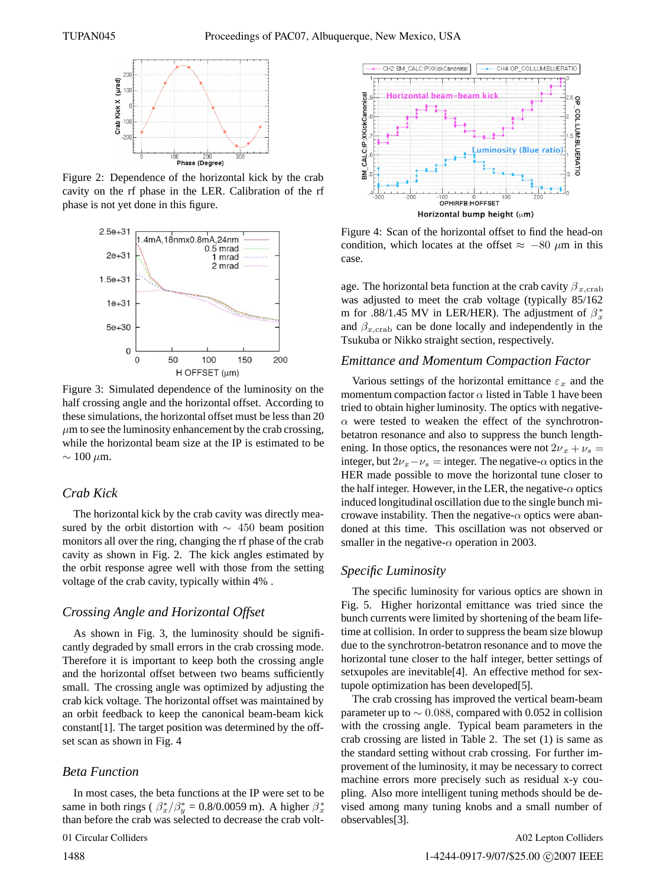Figure 2: Dependence of the horizontal kick by the crab cavity on the rf phase in the LER. Calibration of the rf phase is not yet done in this figure.

Figure 3: Simulated dependence of the luminosity on the half crossing angle and the horizontal offset. According to these simulations, the horizontal offset must be less than 20 $\mu$m to see the luminosity enhancement by the crab crossing, while the horizontal beam size at the IP is estimated to be $\sim$ 100 $\mu$m.

## Crab Kick

The horizontal kick by the crab cavity was directly measured by the orbit distortion with $\sim$ 450 beam position monitors all over the ring, changing the rf phase of the crab cavity as shown in Fig. 2. The kick angles estimated by the orbit response agree well with those from the setting voltage of the crab cavity, typically within 4% .

## Crossing Angle and Horizontal Offset

As shown in Fig. 3, the luminosity should be significantly degraded by small errors in the crab crossing mode. Therefore it is important to keep both the crossing angle and the horizontal offset between two beams sufficiently small. The crossing angle was optimized by adjusting the crab kick voltage. The horizontal offset was maintained by an orbit feedback to keep the canonical beam-beam kick constant[1]. The target position was determined by the offset scan as shown in Fig. 4

## Beta Function

In most cases, the beta functions at the IP were set to be same in both rings ( $\beta_x^*/\beta_y^*$ = 0.8/0.0059 m). A higher $\beta_x^*$ than before the crab was selected to decrease the crab voltage. The horizontal beta function at the crab cavity $\beta_{x,\mathrm{crab}}$ was adjusted to meet the crab voltage (typically 85/162 m for .88/1.45 MV in LER/HER). The adjustment of $\beta_x^*$ and $\beta_{x,\mathrm{crab}}$ can be done locally and independently in the Tsukuba or Nikko straight section, respectively.

Figure 4: Scan of the horizontal offset to find the head-on condition, which locates at the offset $\approx -80$ $\mu$m in this case.

## Emittance and Momentum Compaction Factor

Various settings of the horizontal emittance $\varepsilon_x$ and the momentum compaction factor $\alpha$ listed in Table 1 have been tried to obtain higher luminosity. The optics with negative-$\alpha$ were tested to weaken the effect of the synchrotron-betatron resonance and also to suppress the bunch lengthening. In those optics, the resonances were not $2\nu_x + \nu_s =$ integer, but $2\nu_x - \nu_s =$ integer. The negative-$\alpha$ optics in the HER made possible to move the horizontal tune closer to the half integer. However, in the LER, the negative-$\alpha$ optics induced longitudinal oscillation due to the single bunch microwave instability. Then the negative-$\alpha$ optics were abandoned at this time. This oscillation was not observed or smaller in the negative-$\alpha$ operation in 2003.

## Specific Luminosity

The specific luminosity for various optics are shown in Fig. 5. Higher horizontal emittance was tried since the bunch currents were limited by shortening of the beam lifetime at collision. In order to suppress the beam size blowup due to the synchrotron-betatron resonance and to move the horizontal tune closer to the half integer, better settings of sextupoles are inevitable[4]. An effective method for sextupole optimization has been developed[5].

The crab crossing has improved the vertical beam-beam parameter up to $\sim 0.088$, compared with 0.052 in collision with the crossing angle. Typical beam parameters in the crab crossing are listed in Table 2. The set (1) is same as the standard setting without crab crossing. For further improvement of the luminosity, it may be necessary to correct machine errors more precisely such as residual x-y coupling. Also more intelligent tuning methods should be devised among many tuning knobs and a small number of observables[3].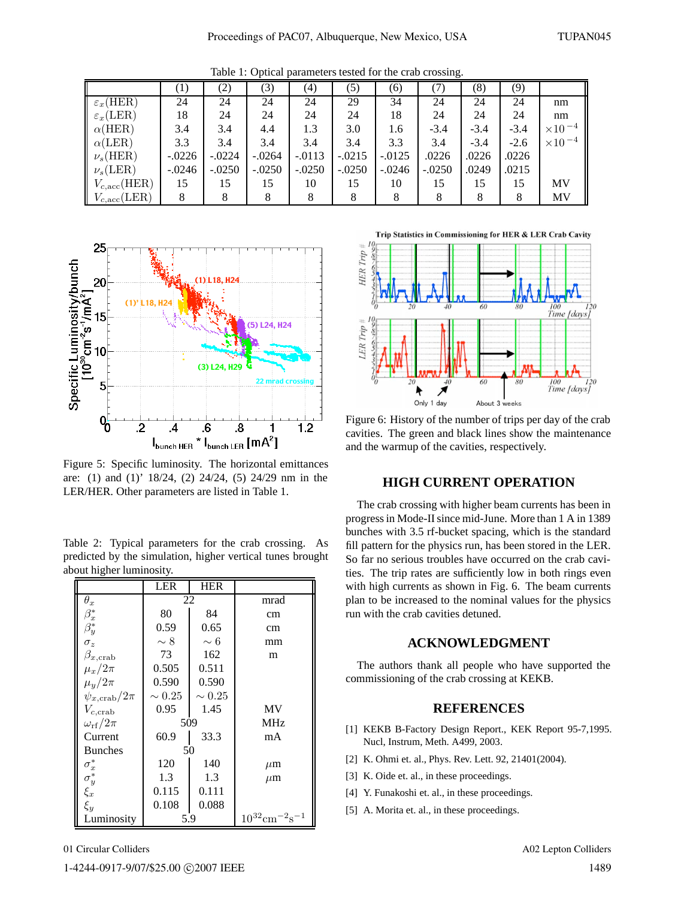Table 1: Optical parameters tested for the crab crossing.

| | (1) | (2) | (3) | (4) | (5) | (6) | (7) | (8) | (9) | |
|---|---|---|---|---|---|---|---|---|---|---|
| $\varepsilon_x$(HER) | 24 | 24 | 24 | 24 | 29 | 34 | 24 | 24 | 24 | nm |
| $\varepsilon_x$(LER) | 18 | 24 | 24 | 24 | 24 | 18 | 24 | 24 | 24 | nm |
| $\alpha$(HER) | 3.4 | 3.4 | 4.4 | 1.3 | 3.0 | 1.6 | -3.4 | -3.4 | -3.4 | $\times 10^{-4}$ |
| $\alpha$(LER) | 3.3 | 3.4 | 3.4 | 3.4 | 3.4 | 3.3 | 3.4 | -3.4 | -2.6 | $\times 10^{-4}$ |
| $\nu_s$(HER) | -.0226 | -.0224 | -.0264 | -.0113 | -.0215 | -.0125 | .0226 | .0226 | .0226 | |
| $\nu_s$(LER) | -.0246 | -.0250 | -.0250 | -.0250 | -.0250 | -.0246 | -.0250 | .0249 | .0215 | |
| $V_{c,\mathrm{acc}}$(HER) | 15 | 15 | 15 | 10 | 15 | 10 | 15 | 15 | 15 | MV |
| $V_{c,\mathrm{acc}}$(LER) | 8 | 8 | 8 | 8 | 8 | 8 | 8 | 8 | 8 | MV |

Specific Luminosity/bunch [$10^{30}$cm$^{-2}$s$^{-1}$/mA$^2$]
(1) L18, H24
(1)' L18, H24
(5) L24, H24
(3) L24, H29
22 mrad crossing
$I_{\mathrm{bunch\ HER}} * I_{\mathrm{bunch\ LER}}$ [mA$^2$]

Figure 5: Specific luminosity. The horizontal emittances are: (1) and (1)' 18/24, (2) 24/24, (5) 24/29 nm in the LER/HER. Other parameters are listed in Table 1.

Table 2: Typical parameters for the crab crossing. As predicted by the simulation, higher vertical tunes brought about higher luminosity.

| | LER | HER | |
|---|---|---|---|
| $\theta_x$ | 22 | | mrad |
| $\beta_x^*$ | 80 | 84 | cm |
| $\beta_y^*$ | 0.59 | 0.65 | cm |
| $\sigma_z$ | $\sim 8$ | $\sim 6$ | mm |
| $\beta_{x,\mathrm{crab}}$ | 73 | 162 | m |
| $\mu_x/2\pi$ | 0.505 | 0.511 | |
| $\mu_y/2\pi$ | 0.590 | 0.590 | |
| $\psi_{x,\mathrm{crab}}/2\pi$ | $\sim 0.25$ | $\sim 0.25$ | |
| $V_{c,\mathrm{crab}}$ | 0.95 | 1.45 | MV |
| $\omega_{\mathrm{rf}}/2\pi$ | 509 | | MHz |
| Current | 60.9 | 33.3 | mA |
| Bunches | 50 | | |
| $\sigma_x^*$ | 120 | 140 | $\mu$m |
| $\sigma_y^*$ | 1.3 | 1.3 | $\mu$m |
| $\xi_x$ | 0.115 | 0.111 | |
| $\xi_y$ | 0.108 | 0.088 | |
| Luminosity | 5.9 | | $10^{32}$cm$^{-2}$s$^{-1}$ |

Trip Statistics in Commissioning for HER & LER Crab Cavity
HER Trip #
LER Trip #
Time [days]
Only 1 day
About 3 weeks

Figure 6: History of the number of trips per day of the crab cavities. The green and black lines show the maintenance and the warmup of the cavities, respectively.

## HIGH CURRENT OPERATION

The crab crossing with higher beam currents has been in progress in Mode-II since mid-June. More than 1 A in 1389 bunches with 3.5 rf-bucket spacing, which is the standard fill pattern for the physics run, has been stored in the LER. So far no serious troubles have occurred on the crab cavities. The trip rates are sufficiently low in both rings even with high currents as shown in Fig. 6. The beam currents plan to be increased to the nominal values for the physics run with the crab cavities detuned.

## ACKNOWLEDGMENT

The authors thank all people who have supported the commissioning of the crab crossing at KEKB.

## REFERENCES

[1] KEKB B-Factory Design Report., KEK Report 95-7,1995. Nucl, Instrum, Meth. A499, 2003.

[2] K. Ohmi et. al., Phys. Rev. Lett. 92, 21401(2004).

[3] K. Oide et. al., in these proceedings.

[4] Y. Funakoshi et. al., in these proceedings.

[5] A. Morita et. al., in these proceedings.